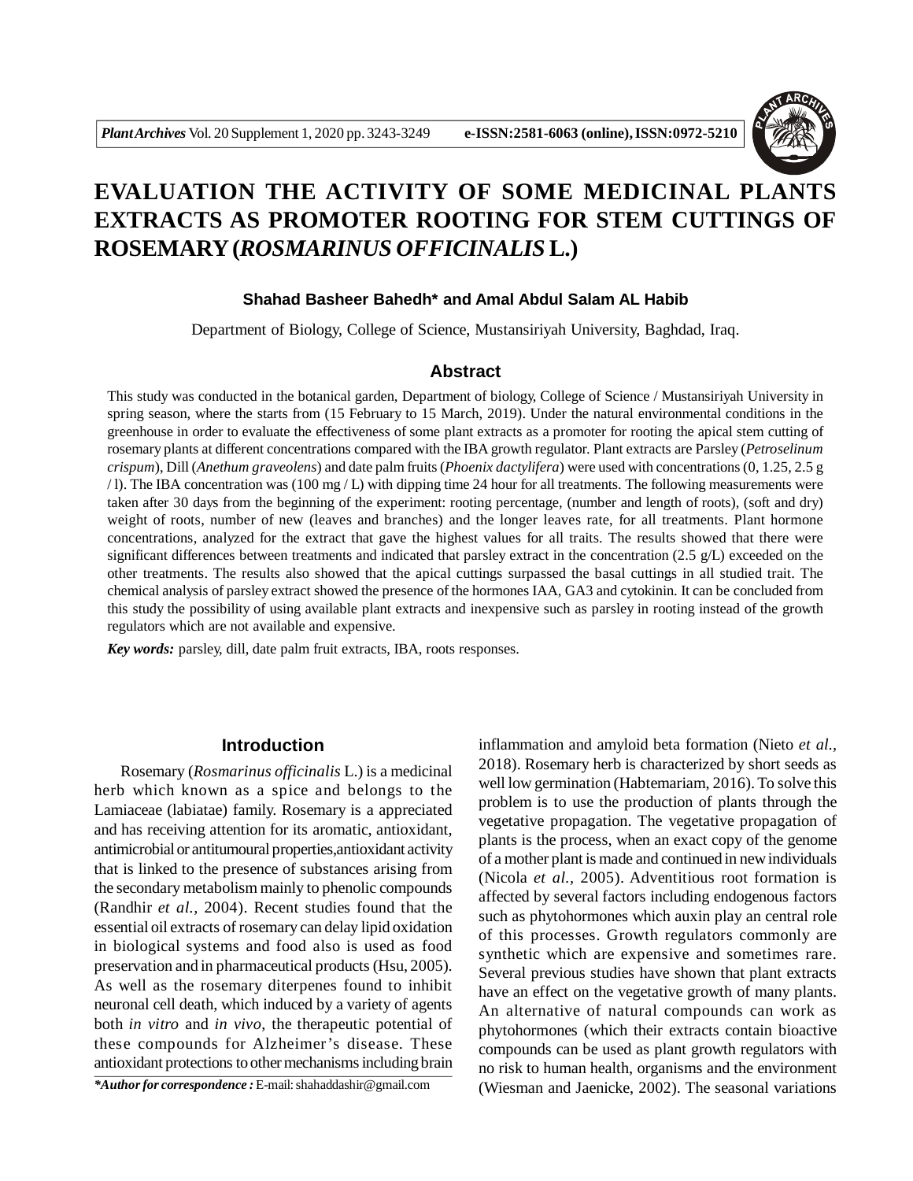# EVALUATION THE ACTIVITY OF SOME MEDICINAL PLANTS EXTRACTS AS PROMOTER ROOTING FOR STEM CUTTINGS OF ROSEMARY (*ROSMARINUS OFFICINALIS* L.)

**Shahad Basheer Bahedh* and Amal Abdul Salam AL Habib**

Department of Biology, College of Science, Mustansiriyah University, Baghdad, Iraq.

## Abstract

This study was conducted in the botanical garden, Department of biology, College of Science / Mustansiriyah University in spring season, where the starts from (15 February to 15 March, 2019). Under the natural environmental conditions in the greenhouse in order to evaluate the effectiveness of some plant extracts as a promoter for rooting the apical stem cutting of rosemary plants at different concentrations compared with the IBA growth regulator. Plant extracts are Parsley (*Petroselinum crispum*), Dill (*Anethum graveolens*) and date palm fruits (*Phoenix dactylifera*) were used with concentrations (0, 1.25, 2.5 g / l). The IBA concentration was (100 mg / L) with dipping time 24 hour for all treatments. The following measurements were taken after 30 days from the beginning of the experiment: rooting percentage, (number and length of roots), (soft and dry) weight of roots, number of new (leaves and branches) and the longer leaves rate, for all treatments. Plant hormone concentrations, analyzed for the extract that gave the highest values for all traits. The results showed that there were significant differences between treatments and indicated that parsley extract in the concentration (2.5 g/L) exceeded on the other treatments. The results also showed that the apical cuttings surpassed the basal cuttings in all studied trait. The chemical analysis of parsley extract showed the presence of the hormones IAA, GA3 and cytokinin. It can be concluded from this study the possibility of using available plant extracts and inexpensive such as parsley in rooting instead of the growth regulators which are not available and expensive.

***Key words:*** parsley, dill, date palm fruit extracts, IBA, roots responses.

## Introduction

Rosemary (*Rosmarinus officinalis* L.) is a medicinal herb which known as a spice and belongs to the Lamiaceae (labiatae) family. Rosemary is a appreciated and has receiving attention for its aromatic, antioxidant, antimicrobial or antitumoural properties,antioxidant activity that is linked to the presence of substances arising from the secondary metabolism mainly to phenolic compounds (Randhir *et al.,* 2004). Recent studies found that the essential oil extracts of rosemary can delay lipid oxidation in biological systems and food also is used as food preservation and in pharmaceutical products (Hsu, 2005). As well as the rosemary diterpenes found to inhibit neuronal cell death, which induced by a variety of agents both *in vitro* and *in vivo*, the therapeutic potential of these compounds for Alzheimer's disease. These antioxidant protections to other mechanisms including brain inflammation and amyloid beta formation (Nieto *et al.,* 2018). Rosemary herb is characterized by short seeds as well low germination (Habtemariam, 2016). To solve this problem is to use the production of plants through the vegetative propagation. The vegetative propagation of plants is the process, when an exact copy of the genome of a mother plant is made and continued in new individuals (Nicola *et al.,* 2005). Adventitious root formation is affected by several factors including endogenous factors such as phytohormones which auxin play an central role of this processes. Growth regulators commonly are synthetic which are expensive and sometimes rare. Several previous studies have shown that plant extracts have an effect on the vegetative growth of many plants. An alternative of natural compounds can work as phytohormones (which their extracts contain bioactive compounds can be used as plant growth regulators with no risk to human health, organisms and the environment (Wiesman and Jaenicke, 2002). The seasonal variations

****Author for correspondence :*** E-mail: shahaddashir@gmail.com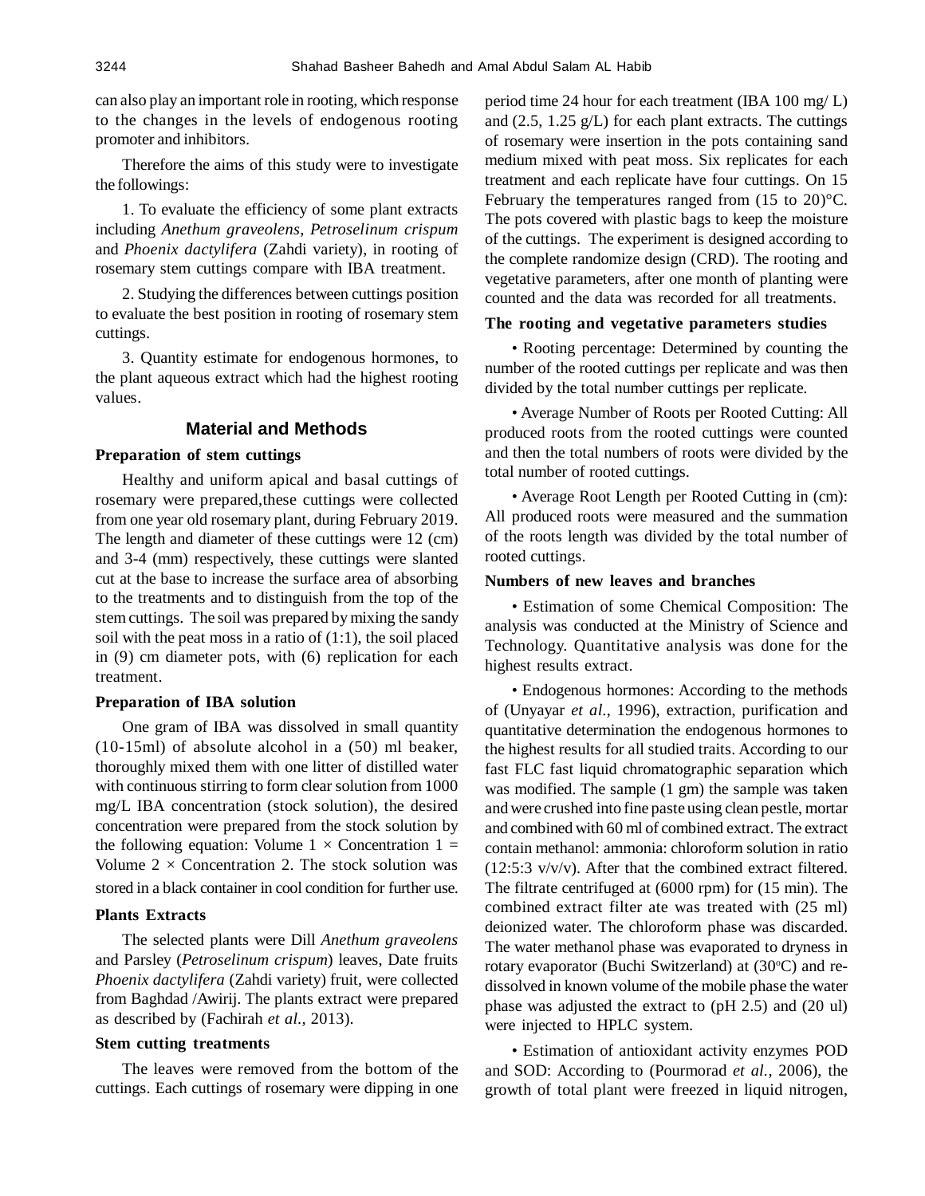can also play an important role in rooting, which response to the changes in the levels of endogenous rooting promoter and inhibitors.

Therefore the aims of this study were to investigate the followings:

1. To evaluate the efficiency of some plant extracts including *Anethum graveolens*, *Petroselinum crispum* and *Phoenix dactylifera* (Zahdi variety), in rooting of rosemary stem cuttings compare with IBA treatment.

2. Studying the differences between cuttings position to evaluate the best position in rooting of rosemary stem cuttings.

3. Quantity estimate for endogenous hormones, to the plant aqueous extract which had the highest rooting values.

## Material and Methods

### Preparation of stem cuttings

Healthy and uniform apical and basal cuttings of rosemary were prepared,these cuttings were collected from one year old rosemary plant, during February 2019. The length and diameter of these cuttings were 12 (cm) and 3-4 (mm) respectively, these cuttings were slanted cut at the base to increase the surface area of absorbing to the treatments and to distinguish from the top of the stem cuttings. The soil was prepared by mixing the sandy soil with the peat moss in a ratio of (1:1), the soil placed in (9) cm diameter pots, with (6) replication for each treatment.

### Preparation of IBA solution

One gram of IBA was dissolved in small quantity (10-15ml) of absolute alcohol in a (50) ml beaker, thoroughly mixed them with one litter of distilled water with continuous stirring to form clear solution from 1000 mg/L IBA concentration (stock solution), the desired concentration were prepared from the stock solution by the following equation: Volume 1 $\times$ Concentration 1 = Volume 2 $\times$ Concentration 2. The stock solution was stored in a black container in cool condition for further use.

### Plants Extracts

The selected plants were Dill *Anethum graveolens* and Parsley (*Petroselinum crispum*) leaves, Date fruits *Phoenix dactylifera* (Zahdi variety) fruit, were collected from Baghdad /Awirij. The plants extract were prepared as described by (Fachirah *et al.,* 2013).

### Stem cutting treatments

The leaves were removed from the bottom of the cuttings. Each cuttings of rosemary were dipping in one period time 24 hour for each treatment (IBA 100 mg/ L) and (2.5, 1.25 g/L) for each plant extracts. The cuttings of rosemary were insertion in the pots containing sand medium mixed with peat moss. Six replicates for each treatment and each replicate have four cuttings. On 15 February the temperatures ranged from (15 to 20)°C. The pots covered with plastic bags to keep the moisture of the cuttings. The experiment is designed according to the complete randomize design (CRD). The rooting and vegetative parameters, after one month of planting were counted and the data was recorded for all treatments.

### The rooting and vegetative parameters studies

- Rooting percentage: Determined by counting the number of the rooted cuttings per replicate and was then divided by the total number cuttings per replicate.

- Average Number of Roots per Rooted Cutting: All produced roots from the rooted cuttings were counted and then the total numbers of roots were divided by the total number of rooted cuttings.

- Average Root Length per Rooted Cutting in (cm): All produced roots were measured and the summation of the roots length was divided by the total number of rooted cuttings.

### Numbers of new leaves and branches

- Estimation of some Chemical Composition: The analysis was conducted at the Ministry of Science and Technology. Quantitative analysis was done for the highest results extract.

- Endogenous hormones: According to the methods of (Unyayar *et al.*, 1996), extraction, purification and quantitative determination the endogenous hormones to the highest results for all studied traits. According to our fast FLC fast liquid chromatographic separation which was modified. The sample (1 gm) the sample was taken and were crushed into fine paste using clean pestle, mortar and combined with 60 ml of combined extract. The extract contain methanol: ammonia: chloroform solution in ratio (12:5:3 v/v/v). After that the combined extract filtered. The filtrate centrifuged at (6000 rpm) for (15 min). The combined extract filter ate was treated with (25 ml) deionized water. The chloroform phase was discarded. The water methanol phase was evaporated to dryness in rotary evaporator (Buchi Switzerland) at (30°C) and re-dissolved in known volume of the mobile phase the water phase was adjusted the extract to (pH 2.5) and (20 ul) were injected to HPLC system.

- Estimation of antioxidant activity enzymes POD and SOD: According to (Pourmorad *et al.,* 2006), the growth of total plant were freezed in liquid nitrogen,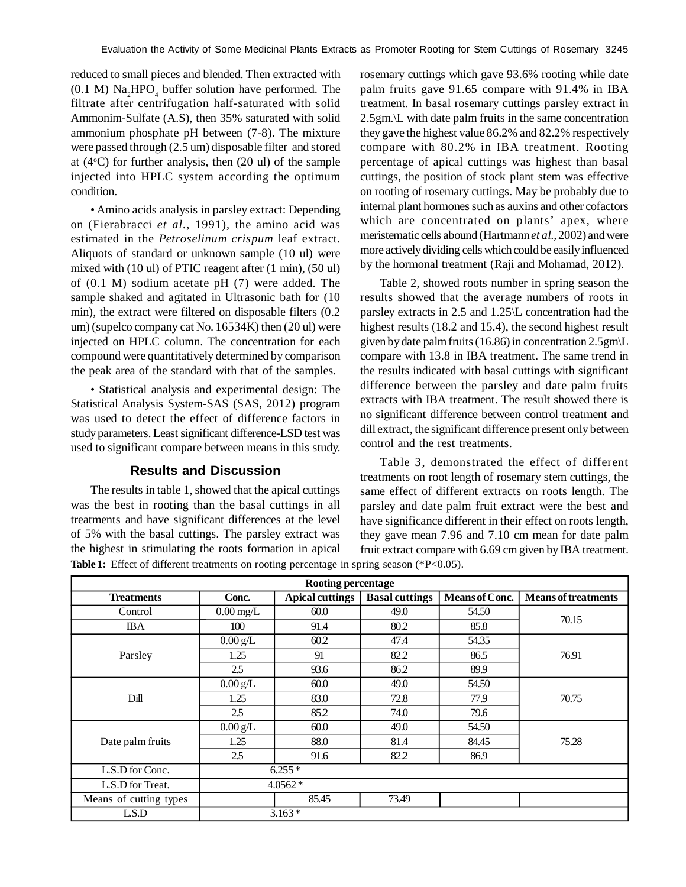reduced to small pieces and blended. Then extracted with (0.1 M) $Na_2HPO_4$ buffer solution have performed. The filtrate after centrifugation half-saturated with solid Ammonim-Sulfate (A.S), then 35% saturated with solid ammonium phosphate pH between (7-8). The mixture were passed through (2.5 um) disposable filter and stored at (4°C) for further analysis, then (20 ul) of the sample injected into HPLC system according the optimum condition.

• Amino acids analysis in parsley extract: Depending on (Fierabracci *et al.,* 1991), the amino acid was estimated in the *Petroselinum crispum* leaf extract. Aliquots of standard or unknown sample (10 ul) were mixed with (10 ul) of PTIC reagent after (1 min), (50 ul) of (0.1 M) sodium acetate pH (7) were added. The sample shaked and agitated in Ultrasonic bath for (10 min), the extract were filtered on disposable filters (0.2 um) (supelco company cat No. 16534K) then (20 ul) were injected on HPLC column. The concentration for each compound were quantitatively determined by comparison the peak area of the standard with that of the samples.

• Statistical analysis and experimental design: The Statistical Analysis System-SAS (SAS, 2012) program was used to detect the effect of difference factors in study parameters. Least significant difference-LSD test was used to significant compare between means in this study.

## Results and Discussion

The results in table 1, showed that the apical cuttings was the best in rooting than the basal cuttings in all treatments and have significant differences at the level of 5% with the basal cuttings. The parsley extract was the highest in stimulating the roots formation in apical rosemary cuttings which gave 93.6% rooting while date palm fruits gave 91.65 compare with 91.4% in IBA treatment. In basal rosemary cuttings parsley extract in 2.5gm.\L with date palm fruits in the same concentration they gave the highest value 86.2% and 82.2% respectively compare with 80.2% in IBA treatment. Rooting percentage of apical cuttings was highest than basal cuttings, the position of stock plant stem was effective on rooting of rosemary cuttings. May be probably due to internal plant hormones such as auxins and other cofactors which are concentrated on plants' apex, where meristematic cells abound (Hartmann *et al.,* 2002) and were more actively dividing cells which could be easily influenced by the hormonal treatment (Raji and Mohamad, 2012).

Table 2, showed roots number in spring season the results showed that the average numbers of roots in parsley extracts in 2.5 and 1.25\L concentration had the highest results (18.2 and 15.4), the second highest result given by date palm fruits (16.86) in concentration 2.5gm\L compare with 13.8 in IBA treatment. The same trend in the results indicated with basal cuttings with significant difference between the parsley and date palm fruits extracts with IBA treatment. The result showed there is no significant difference between control treatment and dill extract, the significant difference present only between control and the rest treatments.

Table 3, demonstrated the effect of different treatments on root length of rosemary stem cuttings, the same effect of different extracts on roots length. The parsley and date palm fruit extract were the best and have significance different in their effect on roots length, they gave mean 7.96 and 7.10 cm mean for date palm fruit extract compare with 6.69 cm given by IBA treatment.

**Table 1:** Effect of different treatments on rooting percentage in spring season (*P<0.05).

| Rooting percentage | | | | | |
|---|---|---|---|---|---|
| **Treatments** | **Conc.** | **Apical cuttings** | **Basal cuttings** | **Means of Conc.** | **Means of treatments** |
| Control | 0.00 mg/L | 60.0 | 49.0 | 54.50 | 70.15 |
| IBA | 100 | 91.4 | 80.2 | 85.8 | |
| Parsley | 0.00 g/L | 60.2 | 47.4 | 54.35 | 76.91 |
| | 1.25 | 91 | 82.2 | 86.5 | |
| | 2.5 | 93.6 | 86.2 | 89.9 | |
| Dill | 0.00 g/L | 60.0 | 49.0 | 54.50 | 70.75 |
| | 1.25 | 83.0 | 72.8 | 77.9 | |
| | 2.5 | 85.2 | 74.0 | 79.6 | |
| Date palm fruits | 0.00 g/L | 60.0 | 49.0 | 54.50 | 75.28 |
| | 1.25 | 88.0 | 81.4 | 84.45 | |
| | 2.5 | 91.6 | 82.2 | 86.9 | |
| L.S.D for Conc. | 6.255 * | | | | |
| L.S.D for Treat. | 4.0562 * | | | | |
| Means of cutting types | | 85.45 | 73.49 | | |
| L.S.D | 3.163 * | | | | |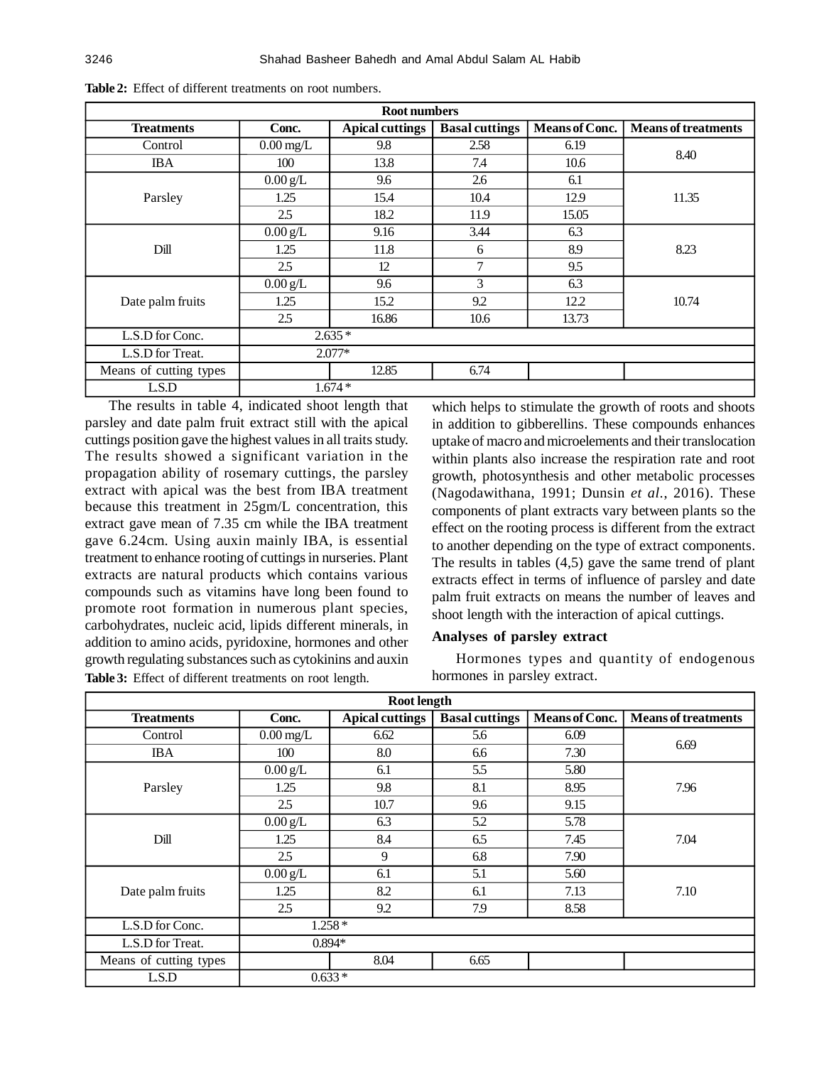**Table 2:** Effect of different treatments on root numbers.

| Root numbers | | | | | |
|---|---|---|---|---|---|
| **Treatments** | **Conc.** | **Apical cuttings** | **Basal cuttings** | **Means of Conc.** | **Means of treatments** |
| Control | 0.00 mg/L | 9.8 | 2.58 | 6.19 | 8.40 |
| IBA | 100 | 13.8 | 7.4 | 10.6 | |
| Parsley | 0.00 g/L | 9.6 | 2.6 | 6.1 | 11.35 |
| | 1.25 | 15.4 | 10.4 | 12.9 | |
| | 2.5 | 18.2 | 11.9 | 15.05 | |
| Dill | 0.00 g/L | 9.16 | 3.44 | 6.3 | 8.23 |
| | 1.25 | 11.8 | 6 | 8.9 | |
| | 2.5 | 12 | 7 | 9.5 | |
| Date palm fruits | 0.00 g/L | 9.6 | 3 | 6.3 | 10.74 |
| | 1.25 | 15.2 | 9.2 | 12.2 | |
| | 2.5 | 16.86 | 10.6 | 13.73 | |
| L.S.D for Conc. | 2.635 * | | | | |
| L.S.D for Treat. | 2.077* | | | | |
| Means of cutting types | | 12.85 | 6.74 | | |
| L.S.D | 1.674 * | | | | |

The results in table 4, indicated shoot length that parsley and date palm fruit extract still with the apical cuttings position gave the highest values in all traits study. The results showed a significant variation in the propagation ability of rosemary cuttings, the parsley extract with apical was the best from IBA treatment because this treatment in 25gm/L concentration, this extract gave mean of 7.35 cm while the IBA treatment gave 6.24cm. Using auxin mainly IBA, is essential treatment to enhance rooting of cuttings in nurseries. Plant extracts are natural products which contains various compounds such as vitamins have long been found to promote root formation in numerous plant species, carbohydrates, nucleic acid, lipids different minerals, in addition to amino acids, pyridoxine, hormones and other growth regulating substances such as cytokinins and auxin which helps to stimulate the growth of roots and shoots in addition to gibberellins. These compounds enhances uptake of macro and microelements and their translocation within plants also increase the respiration rate and root growth, photosynthesis and other metabolic processes (Nagodawithana, 1991; Dunsin *et al.*, 2016). These components of plant extracts vary between plants so the effect on the rooting process is different from the extract to another depending on the type of extract components. The results in tables (4,5) gave the same trend of plant extracts effect in terms of influence of parsley and date palm fruit extracts on means the number of leaves and shoot length with the interaction of apical cuttings.

**Analyses of parsley extract**

Hormones types and quantity of endogenous hormones in parsley extract.

**Table 3:** Effect of different treatments on root length.

| Root length | | | | | |
|---|---|---|---|---|---|
| **Treatments** | **Conc.** | **Apical cuttings** | **Basal cuttings** | **Means of Conc.** | **Means of treatments** |
| Control | 0.00 mg/L | 6.62 | 5.6 | 6.09 | 6.69 |
| IBA | 100 | 8.0 | 6.6 | 7.30 | |
| Parsley | 0.00 g/L | 6.1 | 5.5 | 5.80 | 7.96 |
| | 1.25 | 9.8 | 8.1 | 8.95 | |
| | 2.5 | 10.7 | 9.6 | 9.15 | |
| Dill | 0.00 g/L | 6.3 | 5.2 | 5.78 | 7.04 |
| | 1.25 | 8.4 | 6.5 | 7.45 | |
| | 2.5 | 9 | 6.8 | 7.90 | |
| Date palm fruits | 0.00 g/L | 6.1 | 5.1 | 5.60 | 7.10 |
| | 1.25 | 8.2 | 6.1 | 7.13 | |
| | 2.5 | 9.2 | 7.9 | 8.58 | |
| L.S.D for Conc. | 1.258 * | | | | |
| L.S.D for Treat. | 0.894* | | | | |
| Means of cutting types | | 8.04 | 6.65 | | |
| L.S.D | 0.633 * | | | | |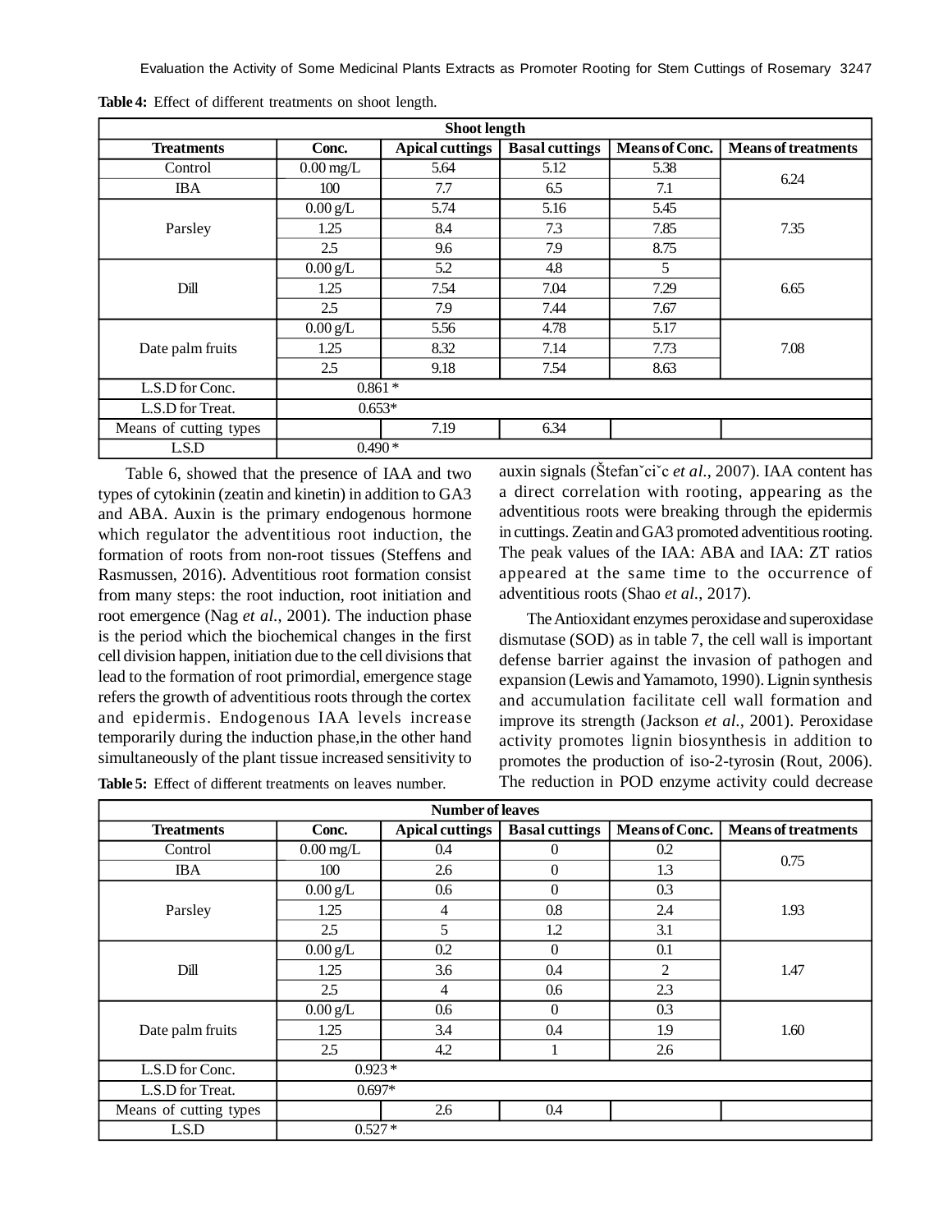**Table 4:** Effect of different treatments on shoot length.

| Shoot length | | | | | |
|---|---|---|---|---|---|
| **Treatments** | **Conc.** | **Apical cuttings** | **Basal cuttings** | **Means of Conc.** | **Means of treatments** |
| Control | 0.00 mg/L | 5.64 | 5.12 | 5.38 | 6.24 |
| IBA | 100 | 7.7 | 6.5 | 7.1 | |
| Parsley | 0.00 g/L | 5.74 | 5.16 | 5.45 | 7.35 |
| | 1.25 | 8.4 | 7.3 | 7.85 | |
| | 2.5 | 9.6 | 7.9 | 8.75 | |
| Dill | 0.00 g/L | 5.2 | 4.8 | 5 | 6.65 |
| | 1.25 | 7.54 | 7.04 | 7.29 | |
| | 2.5 | 7.9 | 7.44 | 7.67 | |
| Date palm fruits | 0.00 g/L | 5.56 | 4.78 | 5.17 | 7.08 |
| | 1.25 | 8.32 | 7.14 | 7.73 | |
| | 2.5 | 9.18 | 7.54 | 8.63 | |
| L.S.D for Conc. | 0.861 * | | | | |
| L.S.D for Treat. | 0.653* | | | | |
| Means of cutting types | | 7.19 | 6.34 | | |
| L.S.D | 0.490 * | | | | |

Table 6, showed that the presence of IAA and two types of cytokinin (zeatin and kinetin) in addition to GA3 and ABA. Auxin is the primary endogenous hormone which regulator the adventitious root induction, the formation of roots from non-root tissues (Steffens and Rasmussen, 2016). Adventitious root formation consist from many steps: the root induction, root initiation and root emergence (Nag *et al.*, 2001). The induction phase is the period which the biochemical changes in the first cell division happen, initiation due to the cell divisions that lead to the formation of root primordial, emergence stage refers the growth of adventitious roots through the cortex and epidermis. Endogenous IAA levels increase temporarily during the induction phase,in the other hand simultaneously of the plant tissue increased sensitivity to auxin signals (Štefanˇciˇc *et al.*, 2007). IAA content has a direct correlation with rooting, appearing as the adventitious roots were breaking through the epidermis in cuttings. Zeatin and GA3 promoted adventitious rooting. The peak values of the IAA: ABA and IAA: ZT ratios appeared at the same time to the occurrence of adventitious roots (Shao *et al.*, 2017).

The Antioxidant enzymes peroxidase and superoxidase dismutase (SOD) as in table 7, the cell wall is important defense barrier against the invasion of pathogen and expansion (Lewis and Yamamoto, 1990). Lignin synthesis and accumulation facilitate cell wall formation and improve its strength (Jackson *et al.*, 2001). Peroxidase activity promotes lignin biosynthesis in addition to promotes the production of iso-2-tyrosin (Rout, 2006). The reduction in POD enzyme activity could decrease

**Table 5:** Effect of different treatments on leaves number.

| Number of leaves | | | | | |
|---|---|---|---|---|---|
| **Treatments** | **Conc.** | **Apical cuttings** | **Basal cuttings** | **Means of Conc.** | **Means of treatments** |
| Control | 0.00 mg/L | 0.4 | 0 | 0.2 | 0.75 |
| IBA | 100 | 2.6 | 0 | 1.3 | |
| Parsley | 0.00 g/L | 0.6 | 0 | 0.3 | 1.93 |
| | 1.25 | 4 | 0.8 | 2.4 | |
| | 2.5 | 5 | 1.2 | 3.1 | |
| Dill | 0.00 g/L | 0.2 | 0 | 0.1 | 1.47 |
| | 1.25 | 3.6 | 0.4 | 2 | |
| | 2.5 | 4 | 0.6 | 2.3 | |
| Date palm fruits | 0.00 g/L | 0.6 | 0 | 0.3 | 1.60 |
| | 1.25 | 3.4 | 0.4 | 1.9 | |
| | 2.5 | 4.2 | 1 | 2.6 | |
| L.S.D for Conc. | 0.923 * | | | | |
| L.S.D for Treat. | 0.697* | | | | |
| Means of cutting types | | 2.6 | 0.4 | | |
| L.S.D | 0.527 * | | | | |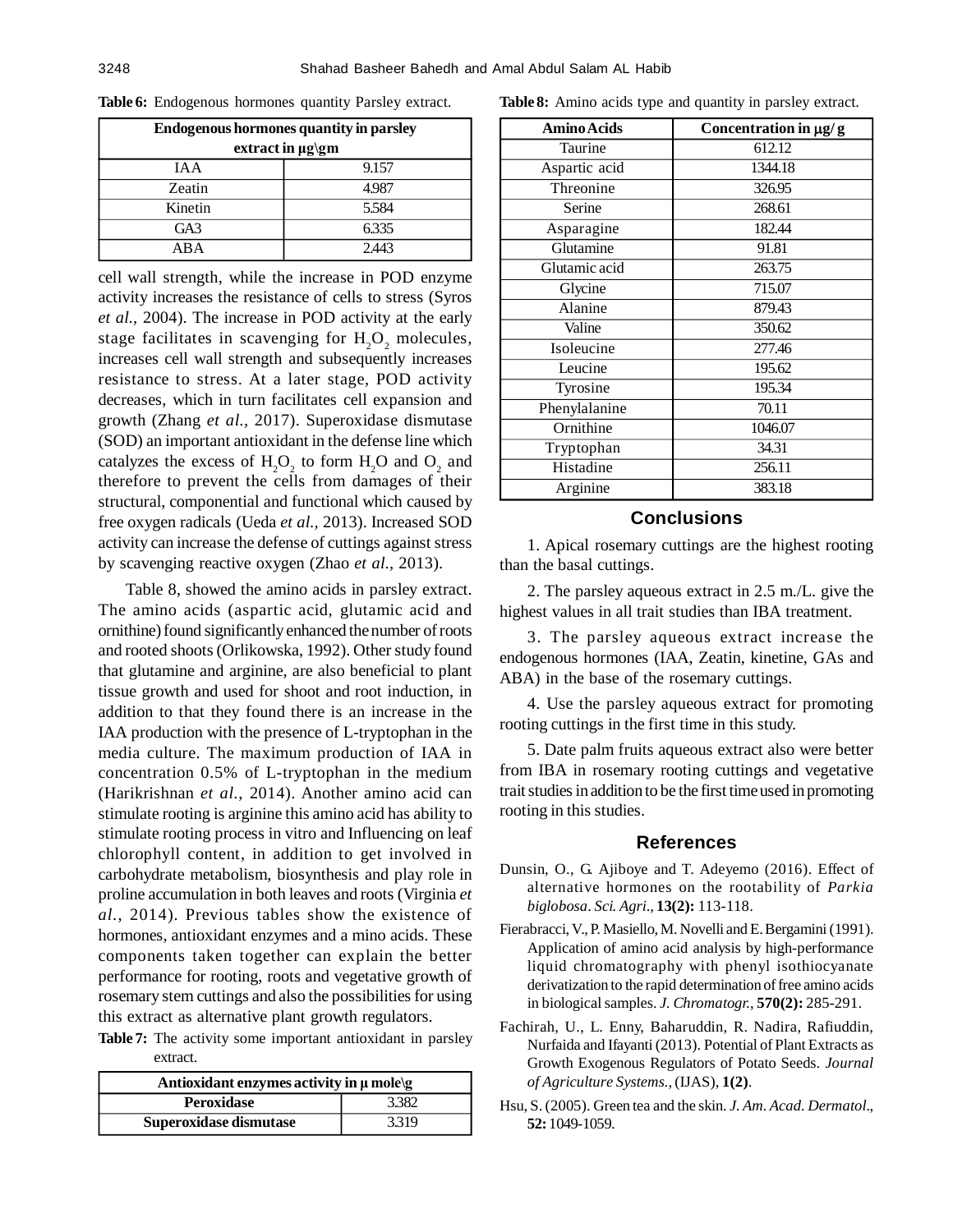**Table 6:** Endogenous hormones quantity Parsley extract.

| Endogenous hormones quantity in parsley extract in µg\gm | |
|---|---|
| IAA | 9.157 |
| Zeatin | 4.987 |
| Kinetin | 5.584 |
| GA3 | 6.335 |
| ABA | 2.443 |

cell wall strength, while the increase in POD enzyme activity increases the resistance of cells to stress (Syros *et al.,* 2004). The increase in POD activity at the early stage facilitates in scavenging for $H_2O_2$ molecules, increases cell wall strength and subsequently increases resistance to stress. At a later stage, POD activity decreases, which in turn facilitates cell expansion and growth (Zhang *et al.,* 2017). Superoxidase dismutase (SOD) an important antioxidant in the defense line which catalyzes the excess of $H_2O_2$ to form $H_2O$ and $O_2$ and therefore to prevent the cells from damages of their structural, componential and functional which caused by free oxygen radicals (Ueda *et al.,* 2013). Increased SOD activity can increase the defense of cuttings against stress by scavenging reactive oxygen (Zhao *et al.,* 2013).

Table 8, showed the amino acids in parsley extract. The amino acids (aspartic acid, glutamic acid and ornithine) found significantly enhanced the number of roots and rooted shoots (Orlikowska, 1992). Other study found that glutamine and arginine, are also beneficial to plant tissue growth and used for shoot and root induction, in addition to that they found there is an increase in the IAA production with the presence of L-tryptophan in the media culture. The maximum production of IAA in concentration 0.5% of L-tryptophan in the medium (Harikrishnan *et al.,* 2014). Another amino acid can stimulate rooting is arginine this amino acid has ability to stimulate rooting process in vitro and Influencing on leaf chlorophyll content, in addition to get involved in carbohydrate metabolism, biosynthesis and play role in proline accumulation in both leaves and roots (Virginia *et al.,* 2014). Previous tables show the existence of hormones, antioxidant enzymes and a mino acids. These components taken together can explain the better performance for rooting, roots and vegetative growth of rosemary stem cuttings and also the possibilities for using this extract as alternative plant growth regulators.

**Table 7:** The activity some important antioxidant in parsley extract.

| Antioxidant enzymes activity in µ mole\g | |
|---|---|
| **Peroxidase** | 3.382 |
| **Superoxidase dismutase** | 3.319 |

**Table 8:** Amino acids type and quantity in parsley extract.

| Amino Acids | Concentration in µg/ g |
|---|---|
| Taurine | 612.12 |
| Aspartic acid | 1344.18 |
| Threonine | 326.95 |
| Serine | 268.61 |
| Asparagine | 182.44 |
| Glutamine | 91.81 |
| Glutamic acid | 263.75 |
| Glycine | 715.07 |
| Alanine | 879.43 |
| Valine | 350.62 |
| Isoleucine | 277.46 |
| Leucine | 195.62 |
| Tyrosine | 195.34 |
| Phenylalanine | 70.11 |
| Ornithine | 1046.07 |
| Tryptophan | 34.31 |
| Histadine | 256.11 |
| Arginine | 383.18 |

## Conclusions

1. Apical rosemary cuttings are the highest rooting than the basal cuttings.

2. The parsley aqueous extract in 2.5 m./L. give the highest values in all trait studies than IBA treatment.

3. The parsley aqueous extract increase the endogenous hormones (IAA, Zeatin, kinetine, GAs and ABA) in the base of the rosemary cuttings.

4. Use the parsley aqueous extract for promoting rooting cuttings in the first time in this study.

5. Date palm fruits aqueous extract also were better from IBA in rosemary rooting cuttings and vegetative trait studies in addition to be the first time used in promoting rooting in this studies.

## References

Dunsin, O., G. Ajiboye and T. Adeyemo (2016). Effect of alternative hormones on the rootability of *Parkia biglobosa*. *Sci. Agri.,* **13(2):** 113-118.

Fierabracci, V., P. Masiello, M. Novelli and E. Bergamini (1991). Application of amino acid analysis by high-performance liquid chromatography with phenyl isothiocyanate derivatization to the rapid determination of free amino acids in biological samples. *J. Chromatogr.,* **570(2):** 285-291.

Fachirah, U., L. Enny, Baharuddin, R. Nadira, Rafiuddin, Nurfaida and Ifayanti (2013). Potential of Plant Extracts as Growth Exogenous Regulators of Potato Seeds. *Journal of Agriculture Systems.,* (IJAS), **1(2)**.

Hsu, S. (2005). Green tea and the skin. *J. Am. Acad. Dermatol.,* **52:** 1049-1059.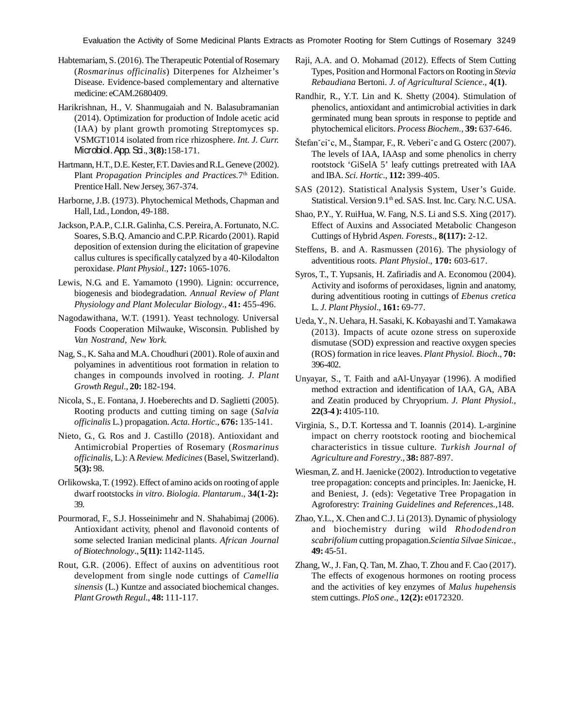Habtemariam, S. (2016). The Therapeutic Potential of Rosemary (*Rosmarinus officinalis*) Diterpenes for Alzheimer's Disease. Evidence-based complementary and alternative medicine: eCAM.2680409.

Harikrishnan, H., V. Shanmugaiah and N. Balasubramanian (2014). Optimization for production of Indole acetic acid (IAA) by plant growth promoting Streptomyces sp. VSMGT1014 isolated from rice rhizosphere. *Int. J. Curr. Microbiol. App. Sci*., **3(8):** 158-171.

Hartmann, H.T., D.E. Kester, F.T. Davies and R.L. Geneve (2002). Plant *Propagation Principles and Practices.* 7th Edition. Prentice Hall. New Jersey, 367-374.

Harborne, J.B. (1973). Phytochemical Methods, Chapman and Hall, Ltd., London, 49-188.

Jackson, P.A.P., C.I.R. Galinha, C.S. Pereira, A. Fortunato, N.C. Soares, S.B.Q. Amancio and C.P.P. Ricardo (2001). Rapid deposition of extension during the elicitation of grapevine callus cultures is specifically catalyzed by a 40-Kilodalton peroxidase. *Plant Physiol*., **127:** 1065-1076.

Lewis, N.G. and E. Yamamoto (1990). Lignin: occurrence, biogenesis and biodegradation. *Annual Review of Plant Physiology and Plant Molecular Biology*., **41:** 455-496.

Nagodawithana, W.T. (1991). Yeast technology. Universal Foods Cooperation Milwauke, Wisconsin. Published by *Van Nostrand, New York.*

Nag, S., K. Saha and M.A. Choudhuri (2001). Role of auxin and polyamines in adventitious root formation in relation to changes in compounds involved in rooting. *J. Plant Growth Regul*., **20:** 182-194.

Nicola, S., E. Fontana, J. Hoeberechts and D. Saglietti (2005). Rooting products and cutting timing on sage (*Salvia officinalis* L.) propagation. *Acta. Hortic*., **676:** 135-141.

Nieto, G., G. Ros and J. Castillo (2018). Antioxidant and Antimicrobial Properties of Rosemary (*Rosmarinus officinalis*, L.): A *Review. Medicines* (Basel, Switzerland). **5(3):** 98.

Orlikowska, T. (1992). Effect of amino acids on rooting of apple dwarf rootstocks *in vitro*. *Biologia. Plantarum*., **34(1-2):** 39.

Pourmorad, F., S.J. Hosseinimehr and N. Shahabimaj (2006). Antioxidant activity, phenol and flavonoid contents of some selected Iranian medicinal plants. *African Journal of Biotechnology*., **5(11):** 1142-1145.

Rout, G.R. (2006). Effect of auxins on adventitious root development from single node cuttings of *Camellia sinensis* (L.) Kuntze and associated biochemical changes. *Plant Growth Regul*., **48:** 111-117.

Raji, A.A. and O. Mohamad (2012). Effects of Stem Cutting Types, Position and Hormonal Factors on Rooting in *Stevia Rebaudiana* Bertoni. *J. of Agricultural Science*., **4(1)**.

Randhir, R., Y.T. Lin and K. Shetty (2004). Stimulation of phenolics, antioxidant and antimicrobial activities in dark germinated mung bean sprouts in response to peptide and phytochemical elicitors. *Process Biochem.*, **39:** 637-646.

Štefanˇciˇc, M., Štampar, F., R. Veberiˇc and G. Osterc (2007). The levels of IAA, IAAsp and some phenolics in cherry rootstock 'GiSelA 5' leafy cuttings pretreated with IAA and IBA. *Sci. Hortic*., **112:** 399-405.

SAS (2012). Statistical Analysis System, User's Guide. Statistical. Version 9.1th ed. SAS. Inst. Inc. Cary. N.C. USA.

Shao, P.Y., Y. RuiHua, W. Fang, N.S. Li and S.S. Xing (2017). Effect of Auxins and Associated Metabolic Changeson Cuttings of Hybrid *Aspen*. *Forests*., **8(117):** 2-12.

Steffens, B. and A. Rasmussen (2016). The physiology of adventitious roots. *Plant Physiol*., **170:** 603-617.

Syros, T., T. Yupsanis, H. Zafiriadis and A. Economou (2004). Activity and isoforms of peroxidases, lignin and anatomy, during adventitious rooting in cuttings of *Ebenus cretica* L. *J. Plant Physiol*., **161:** 69-77.

Ueda, Y., N. Uehara, H. Sasaki, K. Kobayashi and T. Yamakawa (2013). Impacts of acute ozone stress on superoxide dismutase (SOD) expression and reactive oxygen species (ROS) formation in rice leaves. *Plant Physiol. Bioch*., **70:** 396-402.

Unyayar, S., T. Faith and aAl-Unyayar (1996). A modified method extraction and identification of IAA, GA, ABA and Zeatin produced by Chryoprium. *J. Plant Physiol.,* **22(3-4 ):** 4105-110.

Virginia, S., D.T. Kortessa and T. Ioannis (2014). L-arginine impact on cherry rootstock rooting and biochemical characteristics in tissue culture. *Turkish Journal of Agriculture and Forestry*., **38:** 887-897.

Wiesman, Z. and H. Jaenicke (2002). Introduction to vegetative tree propagation: concepts and principles. In: Jaenicke, H. and Beniest, J. (eds): Vegetative Tree Propagation in Agroforestry: *Training Guidelines and References.*,148.

Zhao, Y.L., X. Chen and C.J. Li (2013). Dynamic of physiology and biochemistry during wild *Rhododendron scabrifolium* cutting propagation.*Scientia Silvae Sinicae.*, **49:** 45-51.

Zhang, W., J. Fan, Q. Tan, M. Zhao, T. Zhou and F. Cao (2017). The effects of exogenous hormones on rooting process and the activities of key enzymes of *Malus hupehensis* stem cuttings. *PloS one*., **12(2):** e0172320.